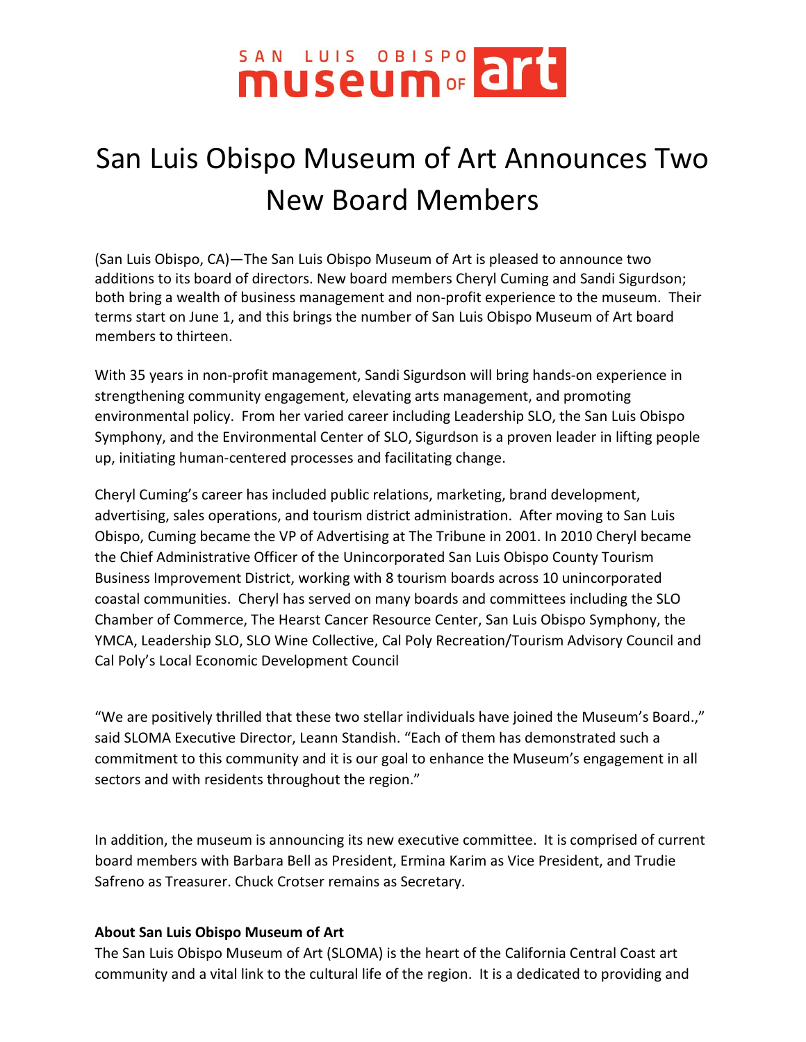SAN LUIS OBISPO museum OF art

# San Luis Obispo Museum of Art Announces Two New Board Members

(San Luis Obispo, CA)—The San Luis Obispo Museum of Art is pleased to announce two additions to its board of directors. New board members Cheryl Cuming and Sandi Sigurdson; both bring a wealth of business management and non-profit experience to the museum. Their terms start on June 1, and this brings the number of San Luis Obispo Museum of Art board members to thirteen.

With 35 years in non-profit management, Sandi Sigurdson will bring hands-on experience in strengthening community engagement, elevating arts management, and promoting environmental policy. From her varied career including Leadership SLO, the San Luis Obispo Symphony, and the Environmental Center of SLO, Sigurdson is a proven leader in lifting people up, initiating human-centered processes and facilitating change.

Cheryl Cuming's career has included public relations, marketing, brand development, advertising, sales operations, and tourism district administration. After moving to San Luis Obispo, Cuming became the VP of Advertising at The Tribune in 2001. In 2010 Cheryl became the Chief Administrative Officer of the Unincorporated San Luis Obispo County Tourism Business Improvement District, working with 8 tourism boards across 10 unincorporated coastal communities. Cheryl has served on many boards and committees including the SLO Chamber of Commerce, The Hearst Cancer Resource Center, San Luis Obispo Symphony, the YMCA, Leadership SLO, SLO Wine Collective, Cal Poly Recreation/Tourism Advisory Council and Cal Poly's Local Economic Development Council

"We are positively thrilled that these two stellar individuals have joined the Museum's Board.," said SLOMA Executive Director, Leann Standish. "Each of them has demonstrated such a commitment to this community and it is our goal to enhance the Museum's engagement in all sectors and with residents throughout the region."

In addition, the museum is announcing its new executive committee. It is comprised of current board members with Barbara Bell as President, Ermina Karim as Vice President, and Trudie Safreno as Treasurer. Chuck Crotser remains as Secretary.

**About San Luis Obispo Museum of Art**

The San Luis Obispo Museum of Art (SLOMA) is the heart of the California Central Coast art community and a vital link to the cultural life of the region. It is a dedicated to providing and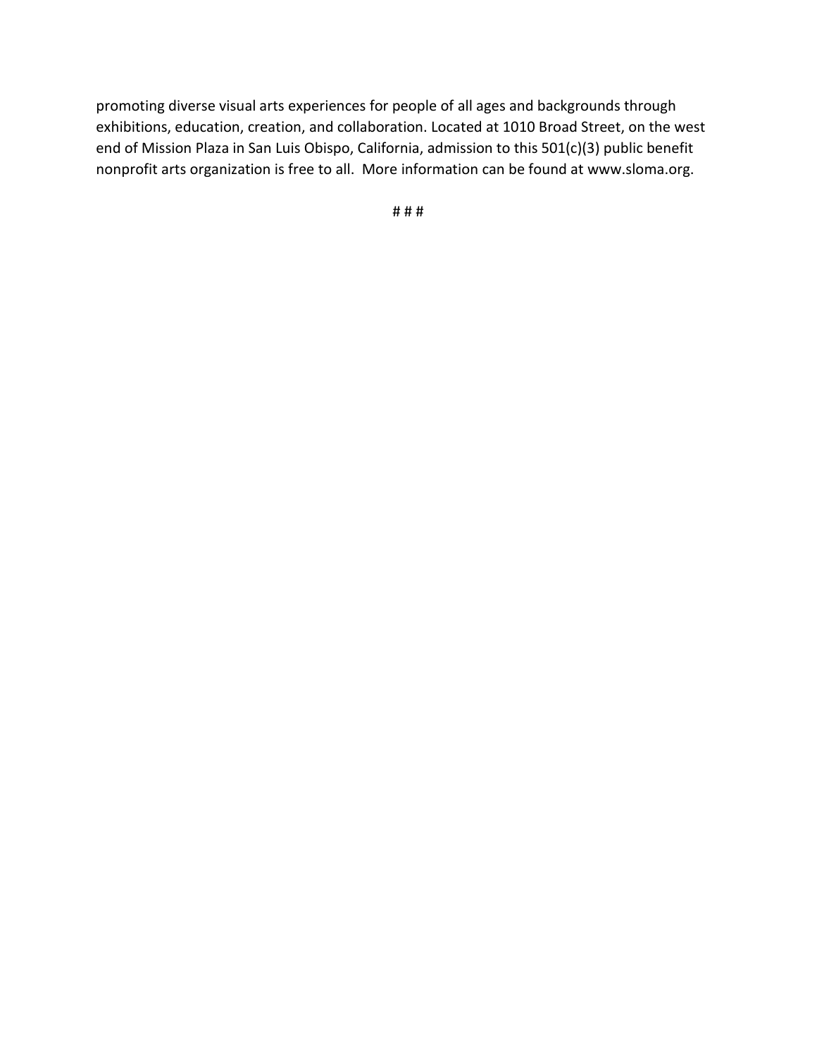promoting diverse visual arts experiences for people of all ages and backgrounds through exhibitions, education, creation, and collaboration. Located at 1010 Broad Street, on the west end of Mission Plaza in San Luis Obispo, California, admission to this 501(c)(3) public benefit nonprofit arts organization is free to all.  More information can be found at www.sloma.org.

# # #